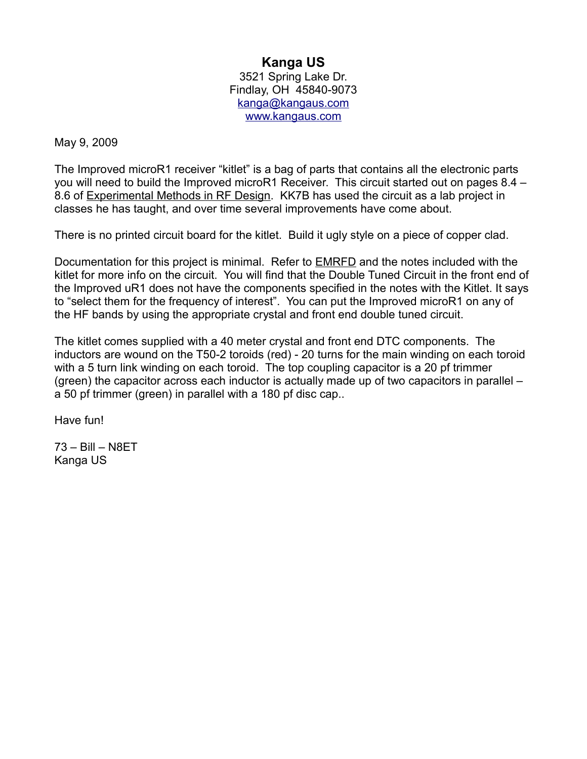# Kanga US

3521 Spring Lake Dr.
Findlay, OH 45840-9073
kanga@kangaus.com
www.kangaus.com

May 9, 2009

The Improved microR1 receiver "kitlet" is a bag of parts that contains all the electronic parts you will need to build the Improved microR1 Receiver. This circuit started out on pages 8.4 – 8.6 of Experimental Methods in RF Design. KK7B has used the circuit as a lab project in classes he has taught, and over time several improvements have come about.

There is no printed circuit board for the kitlet. Build it ugly style on a piece of copper clad.

Documentation for this project is minimal. Refer to EMRFD and the notes included with the kitlet for more info on the circuit. You will find that the Double Tuned Circuit in the front end of the Improved uR1 does not have the components specified in the notes with the Kitlet. It says to "select them for the frequency of interest". You can put the Improved microR1 on any of the HF bands by using the appropriate crystal and front end double tuned circuit.

The kitlet comes supplied with a 40 meter crystal and front end DTC components. The inductors are wound on the T50-2 toroids (red) - 20 turns for the main winding on each toroid with a 5 turn link winding on each toroid. The top coupling capacitor is a 20 pf trimmer (green) the capacitor across each inductor is actually made up of two capacitors in parallel – a 50 pf trimmer (green) in parallel with a 180 pf disc cap..

Have fun!

73 – Bill – N8ET
Kanga US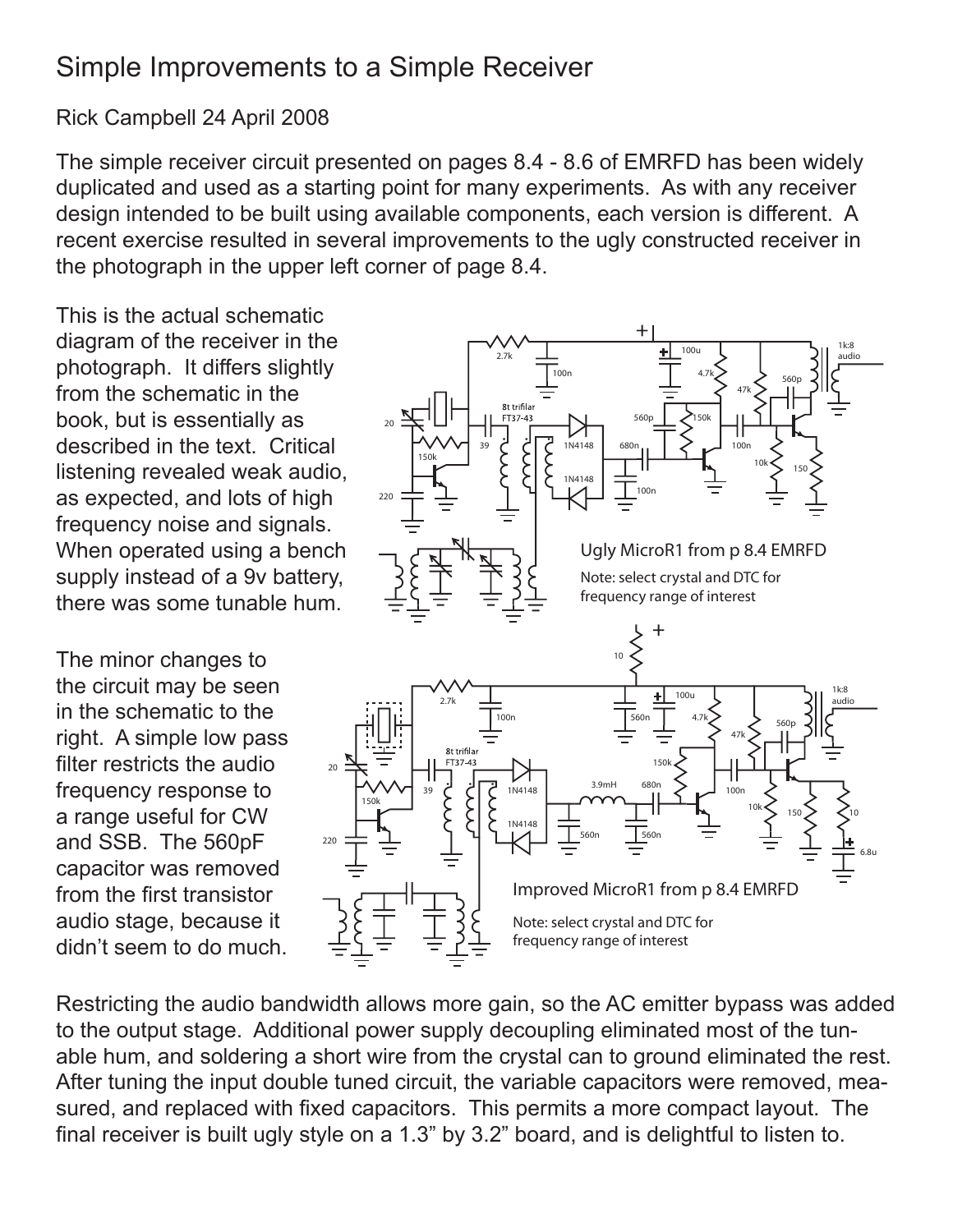# Simple Improvements to a Simple Receiver

Rick Campbell 24 April 2008

The simple receiver circuit presented on pages 8.4 - 8.6 of EMRFD has been widely duplicated and used as a starting point for many experiments. As with any receiver design intended to be built using available components, each version is different. A recent exercise resulted in several improvements to the ugly constructed receiver in the photograph in the upper left corner of page 8.4.

This is the actual schematic diagram of the receiver in the photograph. It differs slightly from the schematic in the book, but is essentially as described in the text. Critical listening revealed weak audio, as expected, and lots of high frequency noise and signals. When operated using a bench supply instead of a 9v battery, there was some tunable hum.

Ugly MicroR1 from p 8.4 EMRFD

Note: select crystal and DTC for frequency range of interest

The minor changes to the circuit may be seen in the schematic to the right. A simple low pass filter restricts the audio frequency response to a range useful for CW and SSB. The 560pF capacitor was removed from the first transistor audio stage, because it didn't seem to do much.

Improved MicroR1 from p 8.4 EMRFD

Note: select crystal and DTC for frequency range of interest

Restricting the audio bandwidth allows more gain, so the AC emitter bypass was added to the output stage. Additional power supply decoupling eliminated most of the tunable hum, and soldering a short wire from the crystal can to ground eliminated the rest. After tuning the input double tuned circuit, the variable capacitors were removed, measured, and replaced with fixed capacitors. This permits a more compact layout. The final receiver is built ugly style on a 1.3" by 3.2" board, and is delightful to listen to.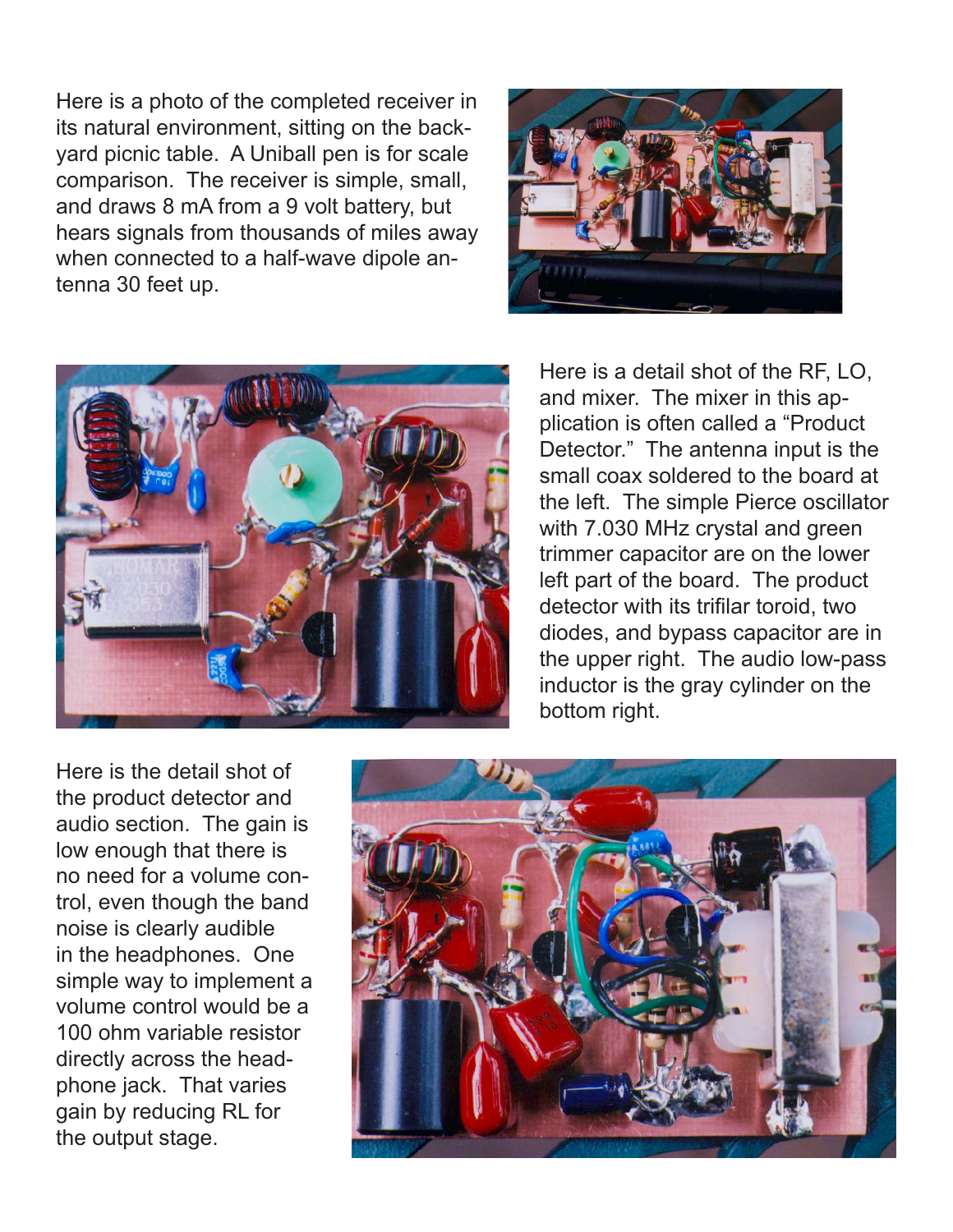Here is a photo of the completed receiver in its natural environment, sitting on the backyard picnic table. A Uniball pen is for scale comparison. The receiver is simple, small, and draws 8 mA from a 9 volt battery, but hears signals from thousands of miles away when connected to a half-wave dipole antenna 30 feet up.

Here is a detail shot of the RF, LO, and mixer. The mixer in this application is often called a "Product Detector." The antenna input is the small coax soldered to the board at the left. The simple Pierce oscillator with 7.030 MHz crystal and green trimmer capacitor are on the lower left part of the board. The product detector with its trifilar toroid, two diodes, and bypass capacitor are in the upper right. The audio low-pass inductor is the gray cylinder on the bottom right.

Here is the detail shot of the product detector and audio section. The gain is low enough that there is no need for a volume control, even though the band noise is clearly audible in the headphones. One simple way to implement a volume control would be a 100 ohm variable resistor directly across the headphone jack. That varies gain by reducing RL for the output stage.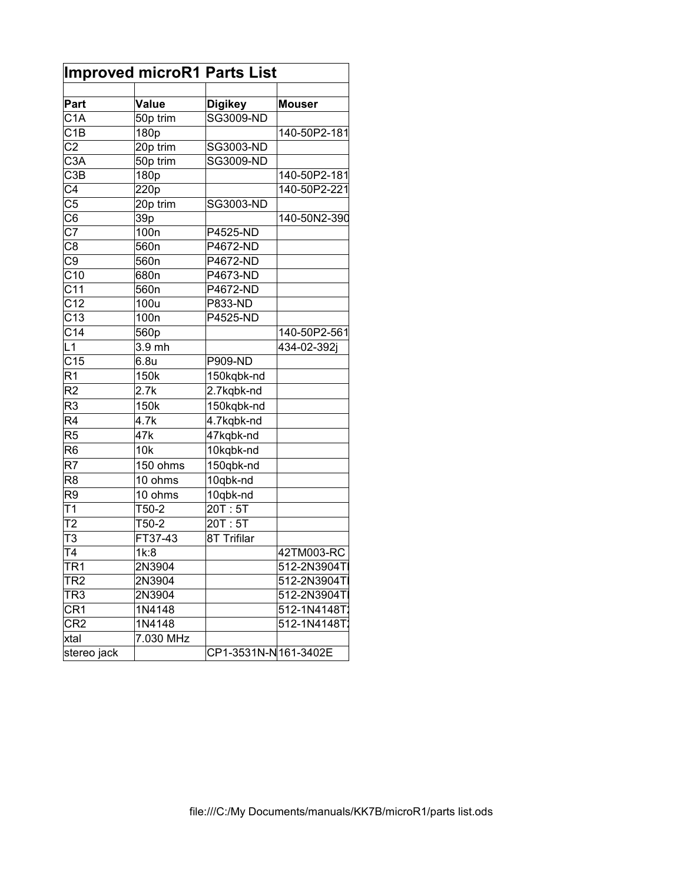## Improved microR1 Parts List

| Part | Value | Digikey | Mouser |
|---|---|---|---|
| C1A | 50p trim | SG3009-ND | |
| C1B | 180p | | 140-50P2-181 |
| C2 | 20p trim | SG3003-ND | |
| C3A | 50p trim | SG3009-ND | |
| C3B | 180p | | 140-50P2-181 |
| C4 | 220p | | 140-50P2-221 |
| C5 | 20p trim | SG3003-ND | |
| C6 | 39p | | 140-50N2-390 |
| C7 | 100n | P4525-ND | |
| C8 | 560n | P4672-ND | |
| C9 | 560n | P4672-ND | |
| C10 | 680n | P4673-ND | |
| C11 | 560n | P4672-ND | |
| C12 | 100u | P833-ND | |
| C13 | 100n | P4525-ND | |
| C14 | 560p | | 140-50P2-561 |
| L1 | 3.9 mh | | 434-02-392j |
| C15 | 6.8u | P909-ND | |
| R1 | 150k | 150kqbk-nd | |
| R2 | 2.7k | 2.7kqbk-nd | |
| R3 | 150k | 150kqbk-nd | |
| R4 | 4.7k | 4.7kqbk-nd | |
| R5 | 47k | 47kqbk-nd | |
| R6 | 10k | 10kqbk-nd | |
| R7 | 150 ohms | 150qbk-nd | |
| R8 | 10 ohms | 10qbk-nd | |
| R9 | 10 ohms | 10qbk-nd | |
| T1 | T50-2 | 20T : 5T | |
| T2 | T50-2 | 20T : 5T | |
| T3 | FT37-43 | 8T Trifilar | |
| T4 | 1k:8 | | 42TM003-RC |
| TR1 | 2N3904 | | 512-2N3904T |
| TR2 | 2N3904 | | 512-2N3904T |
| TR3 | 2N3904 | | 512-2N3904T |
| CR1 | 1N4148 | | 512-1N4148T |
| CR2 | 1N4148 | | 512-1N4148T |
| xtal | 7.030 MHz | | |
| stereo jack | | CP1-3531N-N | 161-3402E |

file:///C:/My Documents/manuals/KK7B/microR1/parts list.ods